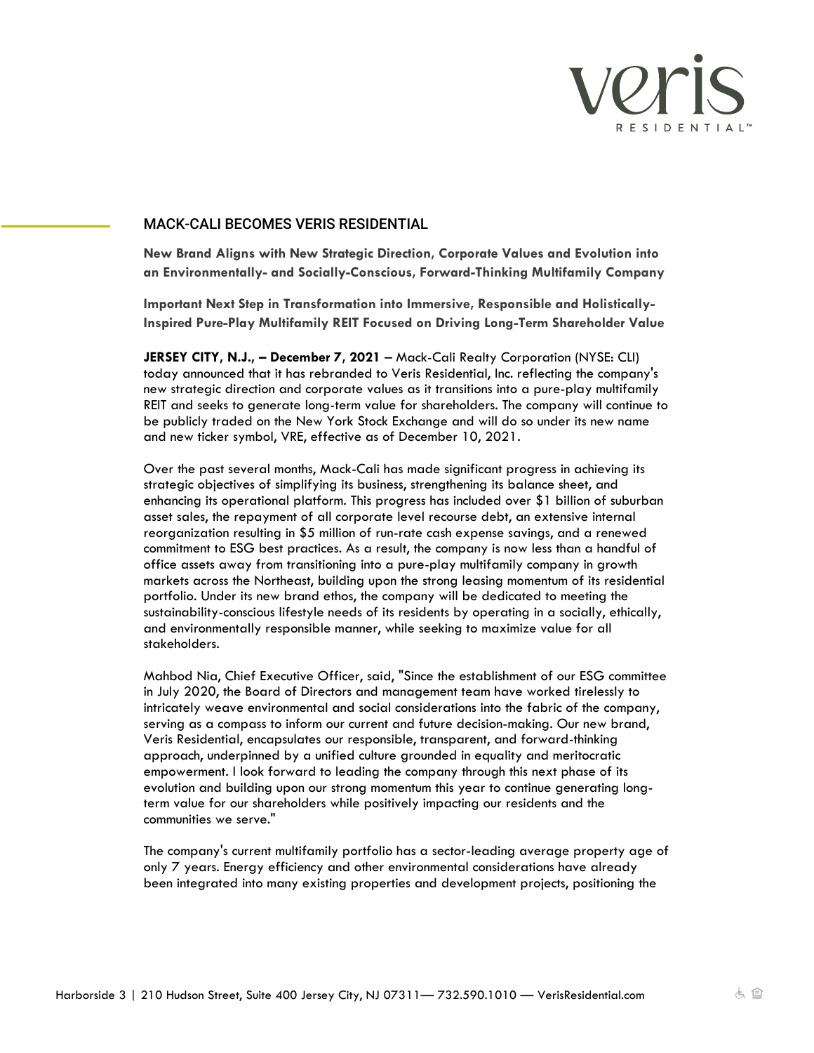# MACK-CALI BECOMES VERIS RESIDENTIAL

**New Brand Aligns with New Strategic Direction, Corporate Values and Evolution into an Environmentally- and Socially-Conscious, Forward-Thinking Multifamily Company**

**Important Next Step in Transformation into Immersive, Responsible and Holistically-Inspired Pure-Play Multifamily REIT Focused on Driving Long-Term Shareholder Value**

**JERSEY CITY, N.J., – December 7, 2021** – Mack-Cali Realty Corporation (NYSE: CLI) today announced that it has rebranded to Veris Residential, Inc. reflecting the company's new strategic direction and corporate values as it transitions into a pure-play multifamily REIT and seeks to generate long-term value for shareholders. The company will continue to be publicly traded on the New York Stock Exchange and will do so under its new name and new ticker symbol, VRE, effective as of December 10, 2021.

Over the past several months, Mack-Cali has made significant progress in achieving its strategic objectives of simplifying its business, strengthening its balance sheet, and enhancing its operational platform. This progress has included over $1 billion of suburban asset sales, the repayment of all corporate level recourse debt, an extensive internal reorganization resulting in $5 million of run-rate cash expense savings, and a renewed commitment to ESG best practices. As a result, the company is now less than a handful of office assets away from transitioning into a pure-play multifamily company in growth markets across the Northeast, building upon the strong leasing momentum of its residential portfolio. Under its new brand ethos, the company will be dedicated to meeting the sustainability-conscious lifestyle needs of its residents by operating in a socially, ethically, and environmentally responsible manner, while seeking to maximize value for all stakeholders.

Mahbod Nia, Chief Executive Officer, said, "Since the establishment of our ESG committee in July 2020, the Board of Directors and management team have worked tirelessly to intricately weave environmental and social considerations into the fabric of the company, serving as a compass to inform our current and future decision-making. Our new brand, Veris Residential, encapsulates our responsible, transparent, and forward-thinking approach, underpinned by a unified culture grounded in equality and meritocratic empowerment. I look forward to leading the company through this next phase of its evolution and building upon our strong momentum this year to continue generating long-term value for our shareholders while positively impacting our residents and the communities we serve."

The company's current multifamily portfolio has a sector-leading average property age of only 7 years. Energy efficiency and other environmental considerations have already been integrated into many existing properties and development projects, positioning the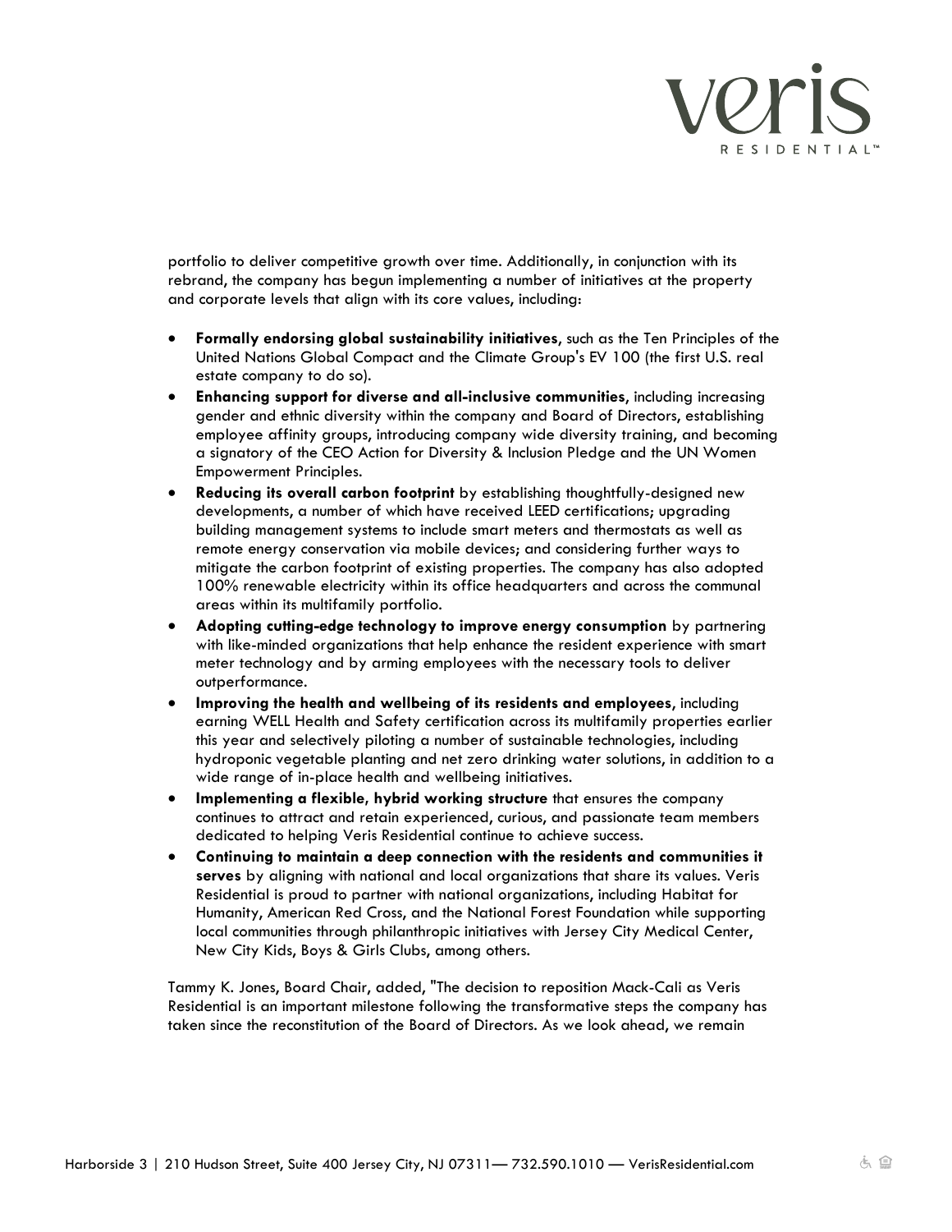portfolio to deliver competitive growth over time. Additionally, in conjunction with its rebrand, the company has begun implementing a number of initiatives at the property and corporate levels that align with its core values, including:

- **Formally endorsing global sustainability initiatives**, such as the Ten Principles of the United Nations Global Compact and the Climate Group's EV 100 (the first U.S. real estate company to do so).
- **Enhancing support for diverse and all-inclusive communities**, including increasing gender and ethnic diversity within the company and Board of Directors, establishing employee affinity groups, introducing company wide diversity training, and becoming a signatory of the CEO Action for Diversity & Inclusion Pledge and the UN Women Empowerment Principles.
- **Reducing its overall carbon footprint** by establishing thoughtfully-designed new developments, a number of which have received LEED certifications; upgrading building management systems to include smart meters and thermostats as well as remote energy conservation via mobile devices; and considering further ways to mitigate the carbon footprint of existing properties. The company has also adopted 100% renewable electricity within its office headquarters and across the communal areas within its multifamily portfolio.
- **Adopting cutting-edge technology to improve energy consumption** by partnering with like-minded organizations that help enhance the resident experience with smart meter technology and by arming employees with the necessary tools to deliver outperformance.
- **Improving the health and wellbeing of its residents and employees**, including earning WELL Health and Safety certification across its multifamily properties earlier this year and selectively piloting a number of sustainable technologies, including hydroponic vegetable planting and net zero drinking water solutions, in addition to a wide range of in-place health and wellbeing initiatives.
- **Implementing a flexible, hybrid working structure** that ensures the company continues to attract and retain experienced, curious, and passionate team members dedicated to helping Veris Residential continue to achieve success.
- **Continuing to maintain a deep connection with the residents and communities it serves** by aligning with national and local organizations that share its values. Veris Residential is proud to partner with national organizations, including Habitat for Humanity, American Red Cross, and the National Forest Foundation while supporting local communities through philanthropic initiatives with Jersey City Medical Center, New City Kids, Boys & Girls Clubs, among others.

Tammy K. Jones, Board Chair, added, "The decision to reposition Mack-Cali as Veris Residential is an important milestone following the transformative steps the company has taken since the reconstitution of the Board of Directors. As we look ahead, we remain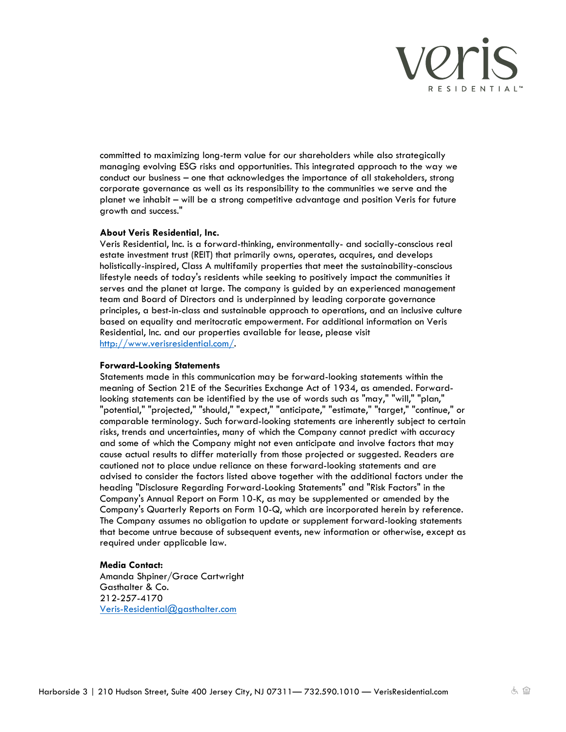committed to maximizing long-term value for our shareholders while also strategically managing evolving ESG risks and opportunities. This integrated approach to the way we conduct our business – one that acknowledges the importance of all stakeholders, strong corporate governance as well as its responsibility to the communities we serve and the planet we inhabit – will be a strong competitive advantage and position Veris for future growth and success."

**About Veris Residential, Inc.**

Veris Residential, Inc. is a forward-thinking, environmentally- and socially-conscious real estate investment trust (REIT) that primarily owns, operates, acquires, and develops holistically-inspired, Class A multifamily properties that meet the sustainability-conscious lifestyle needs of today's residents while seeking to positively impact the communities it serves and the planet at large. The company is guided by an experienced management team and Board of Directors and is underpinned by leading corporate governance principles, a best-in-class and sustainable approach to operations, and an inclusive culture based on equality and meritocratic empowerment. For additional information on Veris Residential, Inc. and our properties available for lease, please visit http://www.verisresidential.com/.

**Forward-Looking Statements**

Statements made in this communication may be forward-looking statements within the meaning of Section 21E of the Securities Exchange Act of 1934, as amended. Forward-looking statements can be identified by the use of words such as "may," "will," "plan," "potential," "projected," "should," "expect," "anticipate," "estimate," "target," "continue," or comparable terminology. Such forward-looking statements are inherently subject to certain risks, trends and uncertainties, many of which the Company cannot predict with accuracy and some of which the Company might not even anticipate and involve factors that may cause actual results to differ materially from those projected or suggested. Readers are cautioned not to place undue reliance on these forward-looking statements and are advised to consider the factors listed above together with the additional factors under the heading "Disclosure Regarding Forward-Looking Statements" and "Risk Factors" in the Company's Annual Report on Form 10-K, as may be supplemented or amended by the Company's Quarterly Reports on Form 10-Q, which are incorporated herein by reference. The Company assumes no obligation to update or supplement forward-looking statements that become untrue because of subsequent events, new information or otherwise, except as required under applicable law.

**Media Contact:**
Amanda Shpiner/Grace Cartwright
Gasthalter & Co.
212-257-4170
Veris-Residential@gasthalter.com